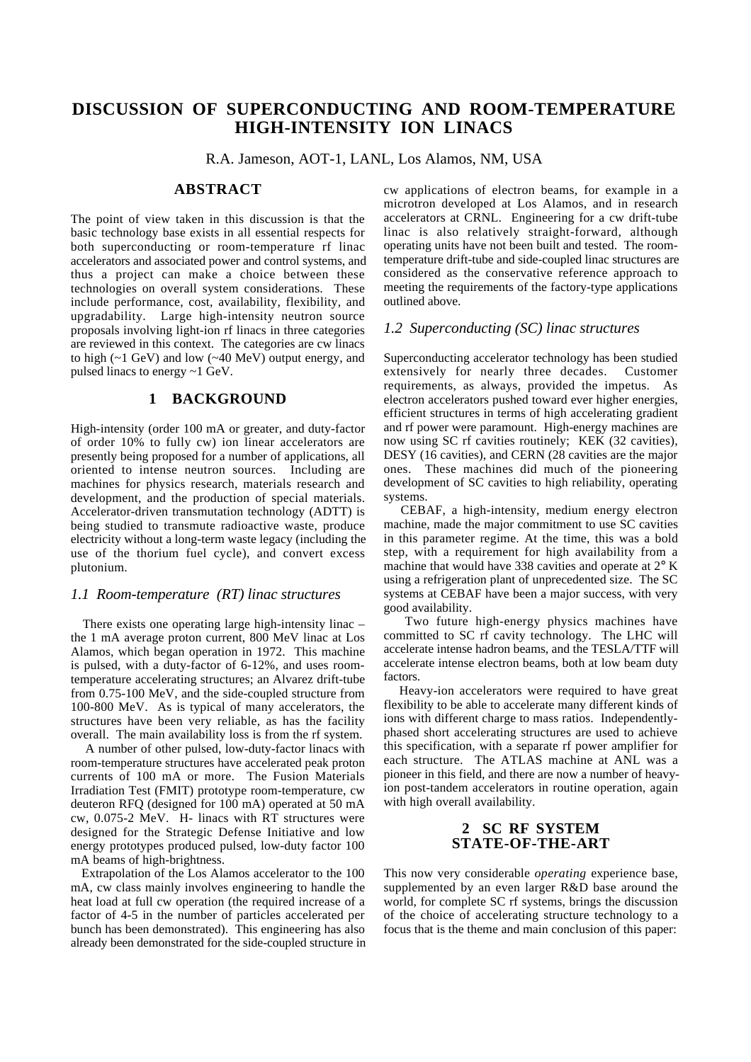# DISCUSSION OF SUPERCONDUCTING AND ROOM-TEMPERATURE HIGH-INTENSITY ION LINACS

R.A. Jameson, AOT-1, LANL, Los Alamos, NM, USA

## ABSTRACT

The point of view taken in this discussion is that the basic technology base exists in all essential respects for both superconducting or room-temperature rf linac accelerators and associated power and control systems, and thus a project can make a choice between these technologies on overall system considerations. These include performance, cost, availability, flexibility, and upgradability. Large high-intensity neutron source proposals involving light-ion rf linacs in three categories are reviewed in this context. The categories are cw linacs to high (~1 GeV) and low (~40 MeV) output energy, and pulsed linacs to energy ~1 GeV.

## 1 BACKGROUND

High-intensity (order 100 mA or greater, and duty-factor of order 10% to fully cw) ion linear accelerators are presently being proposed for a number of applications, all oriented to intense neutron sources. Including are machines for physics research, materials research and development, and the production of special materials. Accelerator-driven transmutation technology (ADTT) is being studied to transmute radioactive waste, produce electricity without a long-term waste legacy (including the use of the thorium fuel cycle), and convert excess plutonium.

### *1.1 Room-temperature (RT) linac structures*

There exists one operating large high-intensity linac – the 1 mA average proton current, 800 MeV linac at Los Alamos, which began operation in 1972. This machine is pulsed, with a duty-factor of 6-12%, and uses room-temperature accelerating structures; an Alvarez drift-tube from 0.75-100 MeV, and the side-coupled structure from 100-800 MeV. As is typical of many accelerators, the structures have been very reliable, as has the facility overall. The main availability loss is from the rf system.

A number of other pulsed, low-duty-factor linacs with room-temperature structures have accelerated peak proton currents of 100 mA or more. The Fusion Materials Irradiation Test (FMIT) prototype room-temperature, cw deuteron RFQ (designed for 100 mA) operated at 50 mA cw, 0.075-2 MeV. H- linacs with RT structures were designed for the Strategic Defense Initiative and low energy prototypes produced pulsed, low-duty factor 100 mA beams of high-brightness.

Extrapolation of the Los Alamos accelerator to the 100 mA, cw class mainly involves engineering to handle the heat load at full cw operation (the required increase of a factor of 4-5 in the number of particles accelerated per bunch has been demonstrated). This engineering has also already been demonstrated for the side-coupled structure in cw applications of electron beams, for example in a microtron developed at Los Alamos, and in research accelerators at CRNL. Engineering for a cw drift-tube linac is also relatively straight-forward, although operating units have not been built and tested. The room-temperature drift-tube and side-coupled linac structures are considered as the conservative reference approach to meeting the requirements of the factory-type applications outlined above.

### *1.2 Superconducting (SC) linac structures*

Superconducting accelerator technology has been studied extensively for nearly three decades. Customer requirements, as always, provided the impetus. As electron accelerators pushed toward ever higher energies, efficient structures in terms of high accelerating gradient and rf power were paramount. High-energy machines are now using SC rf cavities routinely; KEK (32 cavities), DESY (16 cavities), and CERN (28 cavities are the major ones. These machines did much of the pioneering development of SC cavities to high reliability, operating systems.

CEBAF, a high-intensity, medium energy electron machine, made the major commitment to use SC cavities in this parameter regime. At the time, this was a bold step, with a requirement for high availability from a machine that would have 338 cavities and operate at 2° K using a refrigeration plant of unprecedented size. The SC systems at CEBAF have been a major success, with very good availability.

Two future high-energy physics machines have committed to SC rf cavity technology. The LHC will accelerate intense hadron beams, and the TESLA/TTF will accelerate intense electron beams, both at low beam duty factors.

Heavy-ion accelerators were required to have great flexibility to be able to accelerate many different kinds of ions with different charge to mass ratios. Independently-phased short accelerating structures are used to achieve this specification, with a separate rf power amplifier for each structure. The ATLAS machine at ANL was a pioneer in this field, and there are now a number of heavy-ion post-tandem accelerators in routine operation, again with high overall availability.

## 2 SC RF SYSTEM STATE-OF-THE-ART

This now very considerable *operating* experience base, supplemented by an even larger R&D base around the world, for complete SC rf systems, brings the discussion of the choice of accelerating structure technology to a focus that is the theme and main conclusion of this paper: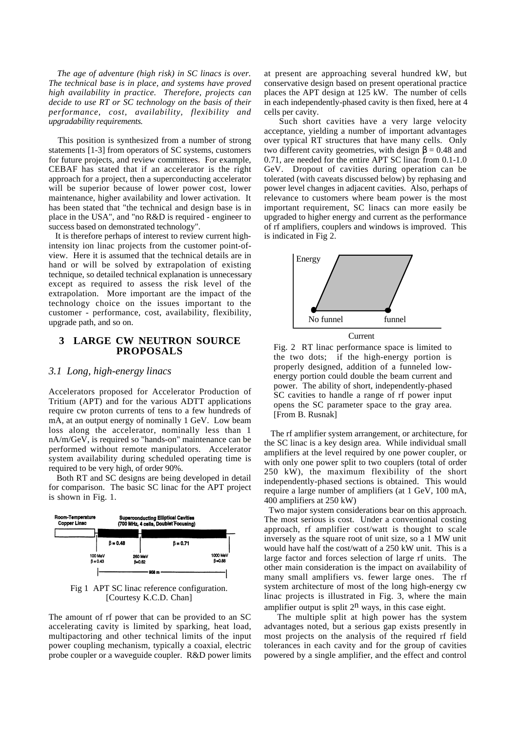*The age of adventure (high risk) in SC linacs is over. The technical base is in place, and systems have proved high availability in practice. Therefore, projects can decide to use RT or SC technology on the basis of their performance, cost, availability, flexibility and upgradability requirements.*

This position is synthesized from a number of strong statements [1-3] from operators of SC systems, customers for future projects, and review committees. For example, CEBAF has stated that if an accelerator is the right approach for a project, then a superconducting accelerator will be superior because of lower power cost, lower maintenance, higher availability and lower activation. It has been stated that "the technical and design base is in place in the USA", and "no R&D is required - engineer to success based on demonstrated technology".

It is therefore perhaps of interest to review current high-intensity ion linac projects from the customer point-of-view. Here it is assumed that the technical details are in hand or will be solved by extrapolation of existing technique, so detailed technical explanation is unnecessary except as required to assess the risk level of the extrapolation. More important are the impact of the technology choice on the issues important to the customer - performance, cost, availability, flexibility, upgrade path, and so on.

## 3 LARGE CW NEUTRON SOURCE PROPOSALS

### 3.1 Long, high-energy linacs

Accelerators proposed for Accelerator Production of Tritium (APT) and for the various ADTT applications require cw proton currents of tens to a few hundreds of mA, at an output energy of nominally 1 GeV. Low beam loss along the accelerator, nominally less than 1 nA/m/GeV, is required so "hands-on" maintenance can be performed without remote manipulators. Accelerator system availability during scheduled operating time is required to be very high, of order 90%.

Both RT and SC designs are being developed in detail for comparison. The basic SC linac for the APT project is shown in Fig. 1.

Fig 1 APT SC linac reference configuration. [Courtesy K.C.D. Chan]

The amount of rf power that can be provided to an SC accelerating cavity is limited by sparking, heat load, multipactoring and other technical limits of the input power coupling mechanism, typically a coaxial, electric probe coupler or a waveguide coupler. R&D power limits at present are approaching several hundred kW, but conservative design based on present operational practice places the APT design at 125 kW. The number of cells in each independently-phased cavity is then fixed, here at 4 cells per cavity.

Such short cavities have a very large velocity acceptance, yielding a number of important advantages over typical RT structures that have many cells. Only two different cavity geometries, with design $\beta = 0.48$ and 0.71, are needed for the entire APT SC linac from 0.1-1.0 GeV. Dropout of cavities during operation can be tolerated (with caveats discussed below) by rephasing and power level changes in adjacent cavities. Also, perhaps of relevance to customers where beam power is the most important requirement, SC linacs can more easily be upgraded to higher energy and current as the performance of rf amplifiers, couplers and windows is improved. This is indicated in Fig 2.

Fig. 2 RT linac performance space is limited to the two dots; if the high-energy portion is properly designed, addition of a funneled low-energy portion could double the beam current and power. The ability of short, independently-phased SC cavities to handle a range of rf power input opens the SC parameter space to the gray area. [From B. Rusnak]

The rf amplifier system arrangement, or architecture, for the SC linac is a key design area. While individual small amplifiers at the level required by one power coupler, or with only one power split to two couplers (total of order 250 kW), the maximum flexibility of the short independently-phased sections is obtained. This would require a large number of amplifiers (at 1 GeV, 100 mA, 400 amplifiers at 250 kW)

Two major system considerations bear on this approach. The most serious is cost. Under a conventional costing approach, rf amplifier cost/watt is thought to scale inversely as the square root of unit size, so a 1 MW unit would have half the cost/watt of a 250 kW unit. This is a large factor and forces selection of large rf units. The other main consideration is the impact on availability of many small amplifiers vs. fewer large ones. The rf system architecture of most of the long high-energy cw linac projects is illustrated in Fig. 3, where the main amplifier output is split $2^n$ ways, in this case eight.

The multiple split at high power has the system advantages noted, but a serious gap exists presently in most projects on the analysis of the required rf field tolerances in each cavity and for the group of cavities powered by a single amplifier, and the effect and control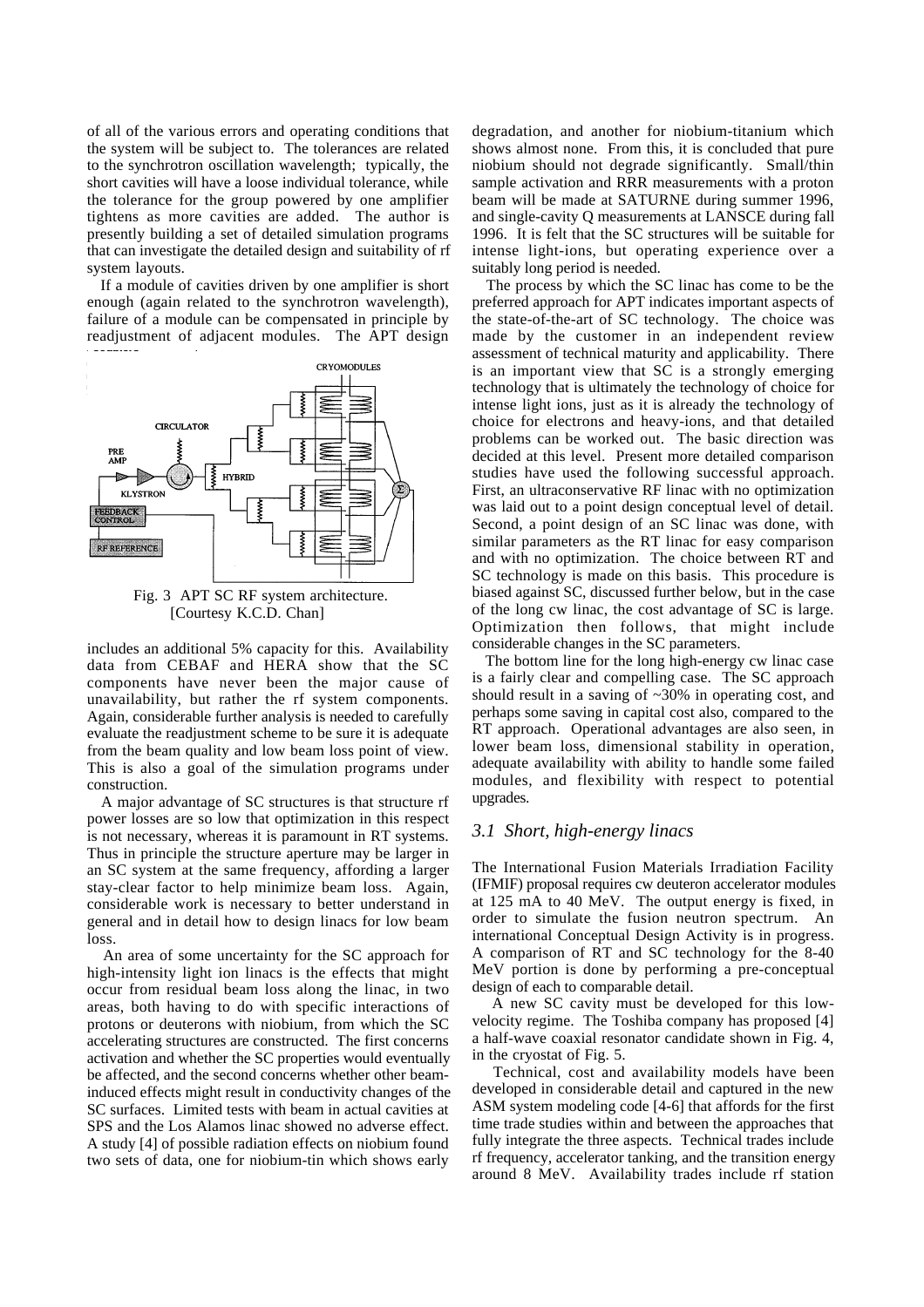of all of the various errors and operating conditions that the system will be subject to. The tolerances are related to the synchrotron oscillation wavelength; typically, the short cavities will have a loose individual tolerance, while the tolerance for the group powered by one amplifier tightens as more cavities are added. The author is presently building a set of detailed simulation programs that can investigate the detailed design and suitability of rf system layouts.

If a module of cavities driven by one amplifier is short enough (again related to the synchrotron wavelength), failure of a module can be compensated in principle by readjustment of adjacent modules. The APT design

Fig. 3 APT SC RF system architecture. [Courtesy K.C.D. Chan]

includes an additional 5% capacity for this. Availability data from CEBAF and HERA show that the SC components have never been the major cause of unavailability, but rather the rf system components. Again, considerable further analysis is needed to carefully evaluate the readjustment scheme to be sure it is adequate from the beam quality and low beam loss point of view. This is also a goal of the simulation programs under construction.

A major advantage of SC structures is that structure rf power losses are so low that optimization in this respect is not necessary, whereas it is paramount in RT systems. Thus in principle the structure aperture may be larger in an SC system at the same frequency, affording a larger stay-clear factor to help minimize beam loss. Again, considerable work is necessary to better understand in general and in detail how to design linacs for low beam loss.

An area of some uncertainty for the SC approach for high-intensity light ion linacs is the effects that might occur from residual beam loss along the linac, in two areas, both having to do with specific interactions of protons or deuterons with niobium, from which the SC accelerating structures are constructed. The first concerns activation and whether the SC properties would eventually be affected, and the second concerns whether other beam-induced effects might result in conductivity changes of the SC surfaces. Limited tests with beam in actual cavities at SPS and the Los Alamos linac showed no adverse effect. A study [4] of possible radiation effects on niobium found two sets of data, one for niobium-tin which shows early degradation, and another for niobium-titanium which shows almost none. From this, it is concluded that pure niobium should not degrade significantly. Small/thin sample activation and RRR measurements with a proton beam will be made at SATURNE during summer 1996, and single-cavity Q measurements at LANSCE during fall 1996. It is felt that the SC structures will be suitable for intense light-ions, but operating experience over a suitably long period is needed.

The process by which the SC linac has come to be the preferred approach for APT indicates important aspects of the state-of-the-art of SC technology. The choice was made by the customer in an independent review assessment of technical maturity and applicability. There is an important view that SC is a strongly emerging technology that is ultimately the technology of choice for intense light ions, just as it is already the technology of choice for electrons and heavy-ions, and that detailed problems can be worked out. The basic direction was decided at this level. Present more detailed comparison studies have used the following successful approach. First, an ultraconservative RF linac with no optimization was laid out to a point design conceptual level of detail. Second, a point design of an SC linac was done, with similar parameters as the RT linac for easy comparison and with no optimization. The choice between RT and SC technology is made on this basis. This procedure is biased against SC, discussed further below, but in the case of the long cw linac, the cost advantage of SC is large. Optimization then follows, that might include considerable changes in the SC parameters.

The bottom line for the long high-energy cw linac case is a fairly clear and compelling case. The SC approach should result in a saving of ~30% in operating cost, and perhaps some saving in capital cost also, compared to the RT approach. Operational advantages are also seen, in lower beam loss, dimensional stability in operation, adequate availability with ability to handle some failed modules, and flexibility with respect to potential upgrades.

### *3.1 Short, high-energy linacs*

The International Fusion Materials Irradiation Facility (IFMIF) proposal requires cw deuteron accelerator modules at 125 mA to 40 MeV. The output energy is fixed, in order to simulate the fusion neutron spectrum. An international Conceptual Design Activity is in progress. A comparison of RT and SC technology for the 8-40 MeV portion is done by performing a pre-conceptual design of each to comparable detail.

A new SC cavity must be developed for this low-velocity regime. The Toshiba company has proposed [4] a half-wave coaxial resonator candidate shown in Fig. 4, in the cryostat of Fig. 5.

Technical, cost and availability models have been developed in considerable detail and captured in the new ASM system modeling code [4-6] that affords for the first time trade studies within and between the approaches that fully integrate the three aspects. Technical trades include rf frequency, accelerator tanking, and the transition energy around 8 MeV. Availability trades include rf station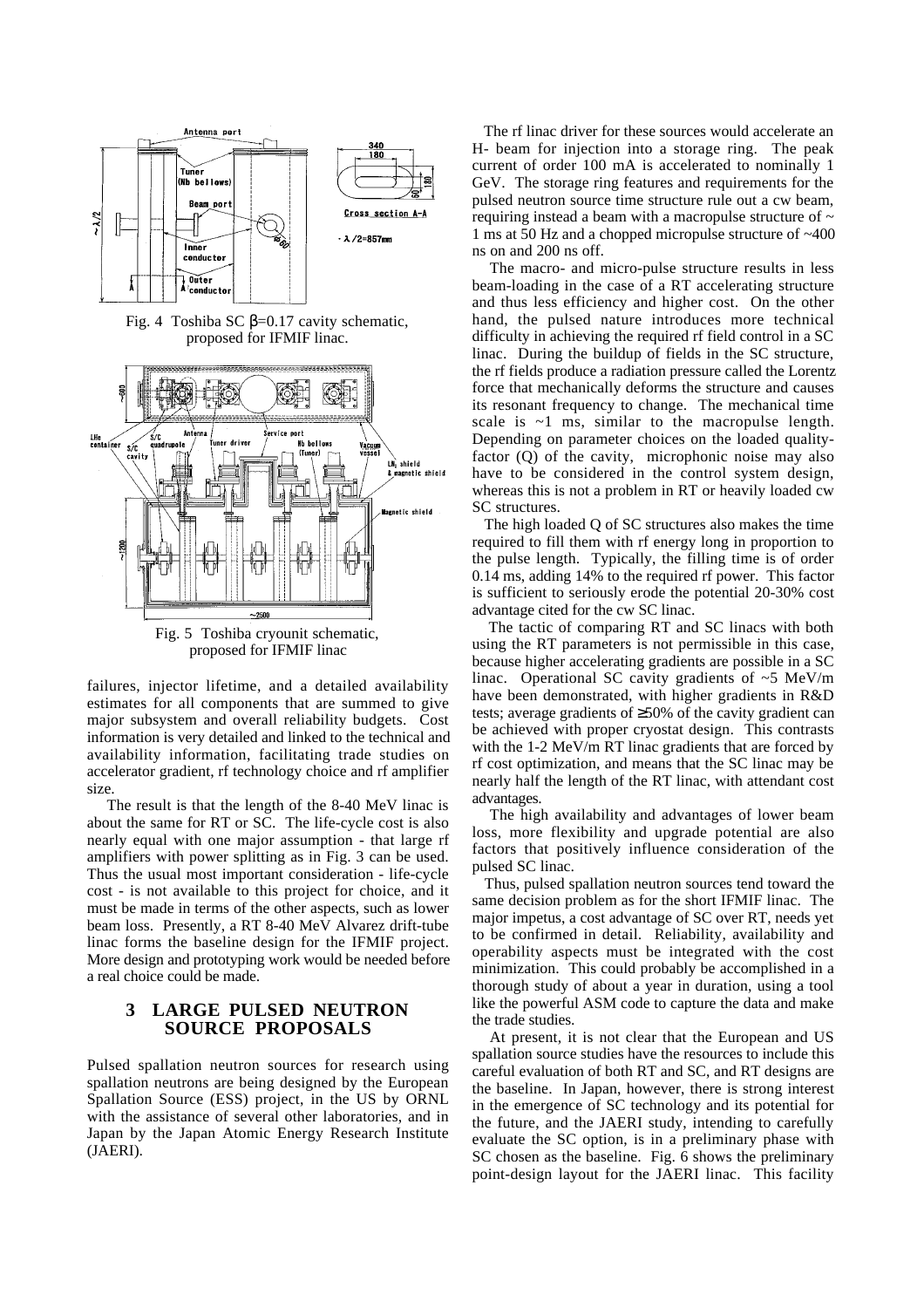Fig. 4 Toshiba SC β=0.17 cavity schematic, proposed for IFMIF linac.

Fig. 5 Toshiba cryounit schematic, proposed for IFMIF linac

failures, injector lifetime, and a detailed availability estimates for all components that are summed to give major subsystem and overall reliability budgets. Cost information is very detailed and linked to the technical and availability information, facilitating trade studies on accelerator gradient, rf technology choice and rf amplifier size.

The result is that the length of the 8-40 MeV linac is about the same for RT or SC. The life-cycle cost is also nearly equal with one major assumption - that large rf amplifiers with power splitting as in Fig. 3 can be used. Thus the usual most important consideration - life-cycle cost - is not available to this project for choice, and it must be made in terms of the other aspects, such as lower beam loss. Presently, a RT 8-40 MeV Alvarez drift-tube linac forms the baseline design for the IFMIF project. More design and prototyping work would be needed before a real choice could be made.

## 3 LARGE PULSED NEUTRON SOURCE PROPOSALS

Pulsed spallation neutron sources for research using spallation neutrons are being designed by the European Spallation Source (ESS) project, in the US by ORNL with the assistance of several other laboratories, and in Japan by the Japan Atomic Energy Research Institute (JAERI).

The rf linac driver for these sources would accelerate an H- beam for injection into a storage ring. The peak current of order 100 mA is accelerated to nominally 1 GeV. The storage ring features and requirements for the pulsed neutron source time structure rule out a cw beam, requiring instead a beam with a macropulse structure of ~ 1 ms at 50 Hz and a chopped micropulse structure of ~400 ns on and 200 ns off.

The macro- and micro-pulse structure results in less beam-loading in the case of a RT accelerating structure and thus less efficiency and higher cost. On the other hand, the pulsed nature introduces more technical difficulty in achieving the required rf field control in a SC linac. During the buildup of fields in the SC structure, the rf fields produce a radiation pressure called the Lorentz force that mechanically deforms the structure and causes its resonant frequency to change. The mechanical time scale is ~1 ms, similar to the macropulse length. Depending on parameter choices on the loaded quality-factor (Q) of the cavity, microphonic noise may also have to be considered in the control system design, whereas this is not a problem in RT or heavily loaded cw SC structures.

The high loaded Q of SC structures also makes the time required to fill them with rf energy long in proportion to the pulse length. Typically, the filling time is of order 0.14 ms, adding 14% to the required rf power. This factor is sufficient to seriously erode the potential 20-30% cost advantage cited for the cw SC linac.

The tactic of comparing RT and SC linacs with both using the RT parameters is not permissible in this case, because higher accelerating gradients are possible in a SC linac. Operational SC cavity gradients of ~5 MeV/m have been demonstrated, with higher gradients in R&D tests; average gradients of ≥50% of the cavity gradient can be achieved with proper cryostat design. This contrasts with the 1-2 MeV/m RT linac gradients that are forced by rf cost optimization, and means that the SC linac may be nearly half the length of the RT linac, with attendant cost advantages.

The high availability and advantages of lower beam loss, more flexibility and upgrade potential are also factors that positively influence consideration of the pulsed SC linac.

Thus, pulsed spallation neutron sources tend toward the same decision problem as for the short IFMIF linac. The major impetus, a cost advantage of SC over RT, needs yet to be confirmed in detail. Reliability, availability and operability aspects must be integrated with the cost minimization. This could probably be accomplished in a thorough study of about a year in duration, using a tool like the powerful ASM code to capture the data and make the trade studies.

At present, it is not clear that the European and US spallation source studies have the resources to include this careful evaluation of both RT and SC, and RT designs are the baseline. In Japan, however, there is strong interest in the emergence of SC technology and its potential for the future, and the JAERI study, intending to carefully evaluate the SC option, is in a preliminary phase with SC chosen as the baseline. Fig. 6 shows the preliminary point-design layout for the JAERI linac. This facility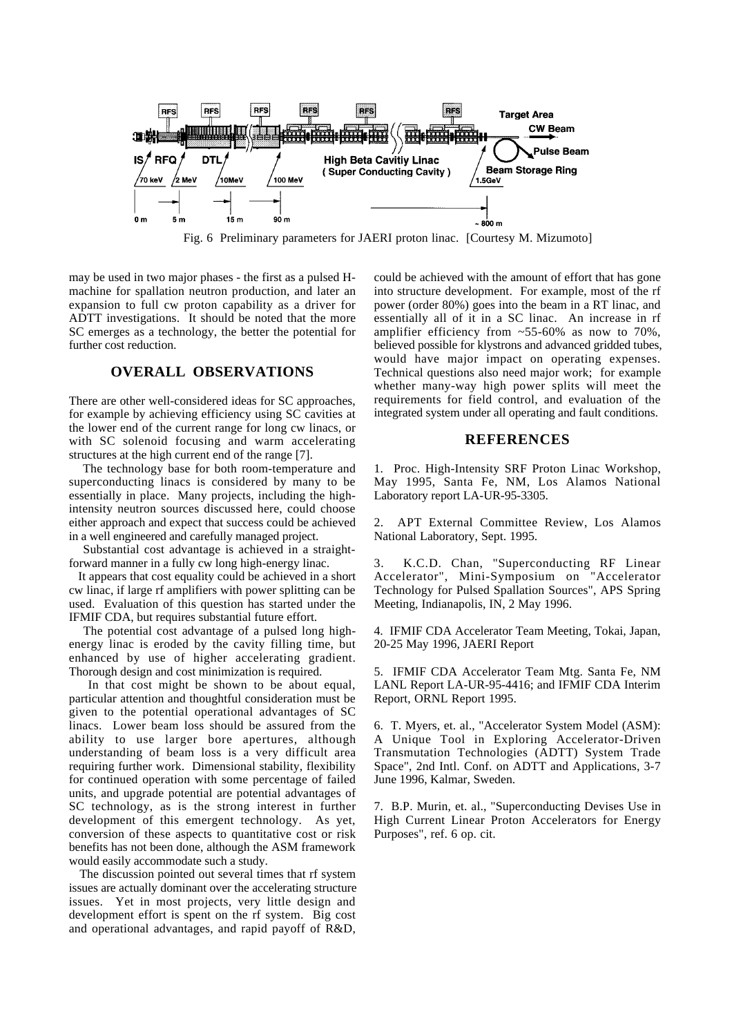RFS RFS RFS RFS RFS RFS

Target Area

CW Beam

Pulse Beam

IS RFQ DTL

High Beta Cavitiy Linac
( Super Conducting Cavity )

Beam Storage Ring

70 keV 2 MeV 10MeV 100 MeV 1.5GeV

0 m 5 m 15 m 90 m ~ 800 m

Fig. 6 Preliminary parameters for JAERI proton linac. [Courtesy M. Mizumoto]

may be used in two major phases - the first as a pulsed H- machine for spallation neutron production, and later an expansion to full cw proton capability as a driver for ADTT investigations. It should be noted that the more SC emerges as a technology, the better the potential for further cost reduction.

## OVERALL OBSERVATIONS

There are other well-considered ideas for SC approaches, for example by achieving efficiency using SC cavities at the lower end of the current range for long cw linacs, or with SC solenoid focusing and warm accelerating structures at the high current end of the range [7].

The technology base for both room-temperature and superconducting linacs is considered by many to be essentially in place. Many projects, including the high-intensity neutron sources discussed here, could choose either approach and expect that success could be achieved in a well engineered and carefully managed project.

Substantial cost advantage is achieved in a straight-forward manner in a fully cw long high-energy linac.

It appears that cost equality could be achieved in a short cw linac, if large rf amplifiers with power splitting can be used. Evaluation of this question has started under the IFMIF CDA, but requires substantial future effort.

The potential cost advantage of a pulsed long high-energy linac is eroded by the cavity filling time, but enhanced by use of higher accelerating gradient. Thorough design and cost minimization is required.

In that cost might be shown to be about equal, particular attention and thoughtful consideration must be given to the potential operational advantages of SC linacs. Lower beam loss should be assured from the ability to use larger bore apertures, although understanding of beam loss is a very difficult area requiring further work. Dimensional stability, flexibility for continued operation with some percentage of failed units, and upgrade potential are potential advantages of SC technology, as is the strong interest in further development of this emergent technology. As yet, conversion of these aspects to quantitative cost or risk benefits has not been done, although the ASM framework would easily accommodate such a study.

The discussion pointed out several times that rf system issues are actually dominant over the accelerating structure issues. Yet in most projects, very little design and development effort is spent on the rf system. Big cost and operational advantages, and rapid payoff of R&D, could be achieved with the amount of effort that has gone into structure development. For example, most of the rf power (order 80%) goes into the beam in a RT linac, and essentially all of it in a SC linac. An increase in rf amplifier efficiency from ~55-60% as now to 70%, believed possible for klystrons and advanced gridded tubes, would have major impact on operating expenses. Technical questions also need major work; for example whether many-way high power splits will meet the requirements for field control, and evaluation of the integrated system under all operating and fault conditions.

## REFERENCES

1. Proc. High-Intensity SRF Proton Linac Workshop, May 1995, Santa Fe, NM, Los Alamos National Laboratory report LA-UR-95-3305.

2. APT External Committee Review, Los Alamos National Laboratory, Sept. 1995.

3. K.C.D. Chan, "Superconducting RF Linear Accelerator", Mini-Symposium on "Accelerator Technology for Pulsed Spallation Sources", APS Spring Meeting, Indianapolis, IN, 2 May 1996.

4. IFMIF CDA Accelerator Team Meeting, Tokai, Japan, 20-25 May 1996, JAERI Report

5. IFMIF CDA Accelerator Team Mtg. Santa Fe, NM LANL Report LA-UR-95-4416; and IFMIF CDA Interim Report, ORNL Report 1995.

6. T. Myers, et. al., "Accelerator System Model (ASM): A Unique Tool in Exploring Accelerator-Driven Transmutation Technologies (ADTT) System Trade Space", 2nd Intl. Conf. on ADTT and Applications, 3-7 June 1996, Kalmar, Sweden.

7. B.P. Murin, et. al., "Superconducting Devises Use in High Current Linear Proton Accelerators for Energy Purposes", ref. 6 op. cit.